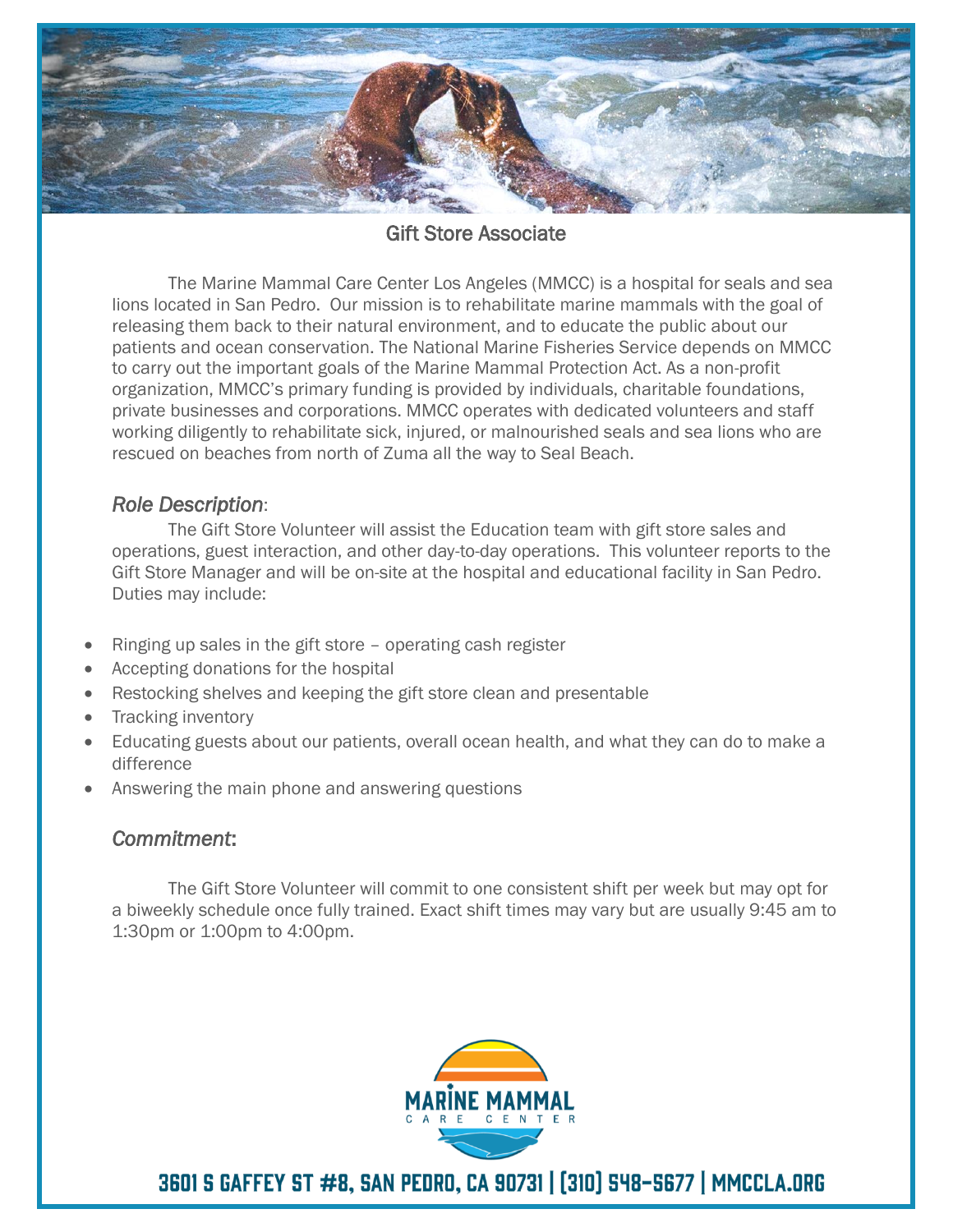# Gift Store Associate

The Marine Mammal Care Center Los Angeles (MMCC) is a hospital for seals and sea lions located in San Pedro. Our mission is to rehabilitate marine mammals with the goal of releasing them back to their natural environment, and to educate the public about our patients and ocean conservation. The National Marine Fisheries Service depends on MMCC to carry out the important goals of the Marine Mammal Protection Act. As a non-profit organization, MMCC's primary funding is provided by individuals, charitable foundations, private businesses and corporations. MMCC operates with dedicated volunteers and staff working diligently to rehabilitate sick, injured, or malnourished seals and sea lions who are rescued on beaches from north of Zuma all the way to Seal Beach.

## *Role Description*:

The Gift Store Volunteer will assist the Education team with gift store sales and operations, guest interaction, and other day-to-day operations. This volunteer reports to the Gift Store Manager and will be on-site at the hospital and educational facility in San Pedro. Duties may include:

- Ringing up sales in the gift store – operating cash register
- Accepting donations for the hospital
- Restocking shelves and keeping the gift store clean and presentable
- Tracking inventory
- Educating guests about our patients, overall ocean health, and what they can do to make a difference
- Answering the main phone and answering questions

## *Commitment*:

The Gift Store Volunteer will commit to one consistent shift per week but may opt for a biweekly schedule once fully trained. Exact shift times may vary but are usually 9:45 am to 1:30pm or 1:00pm to 4:00pm.

MARINE MAMMAL CARE CENTER

3601 S GAFFEY ST #8, SAN PEDRO, CA 90731 | (310) 548-5677 | MMCCLA.ORG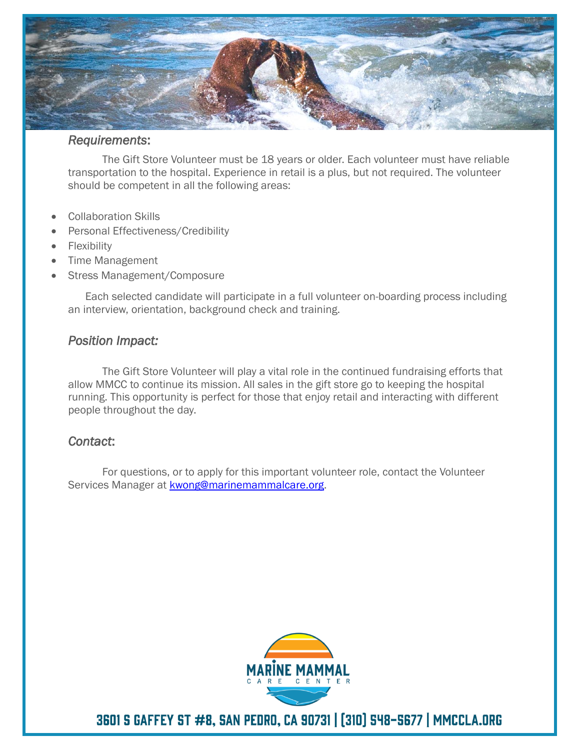*Requirements*:

The Gift Store Volunteer must be 18 years or older. Each volunteer must have reliable transportation to the hospital. Experience in retail is a plus, but not required. The volunteer should be competent in all the following areas:

- Collaboration Skills
- Personal Effectiveness/Credibility
- Flexibility
- Time Management
- Stress Management/Composure

Each selected candidate will participate in a full volunteer on-boarding process including an interview, orientation, background check and training.

*Position Impact:*

The Gift Store Volunteer will play a vital role in the continued fundraising efforts that allow MMCC to continue its mission. All sales in the gift store go to keeping the hospital running. This opportunity is perfect for those that enjoy retail and interacting with different people throughout the day.

*Contact*:

For questions, or to apply for this important volunteer role, contact the Volunteer Services Manager at kwong@marinemammalcare.org.

MARINE MAMMAL CARE CENTER

3601 S GAFFEY ST #8, SAN PEDRO, CA 90731 | (310) 548-5677 | MMCCLA.ORG